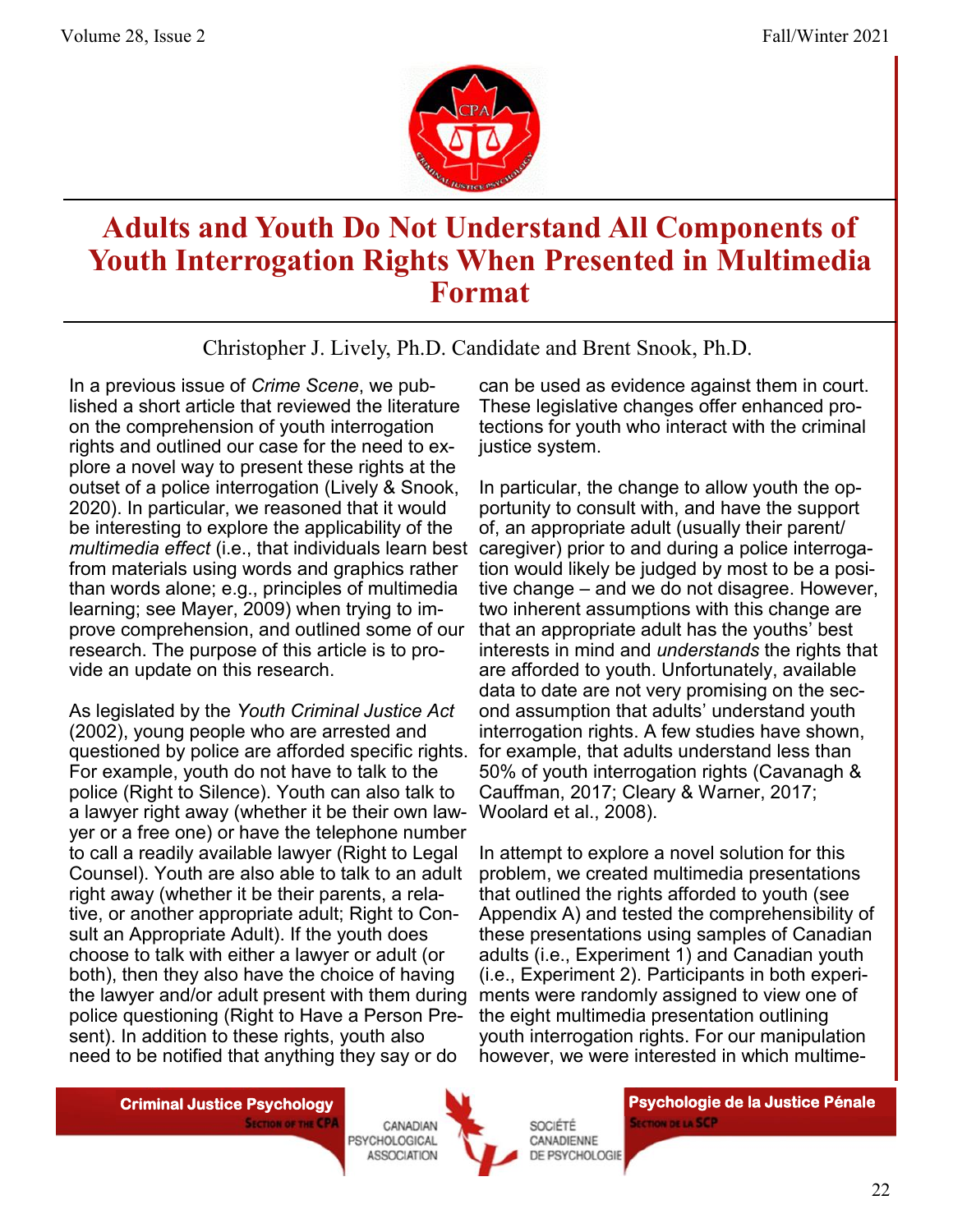# Adults and Youth Do Not Understand All Components of Youth Interrogation Rights When Presented in Multimedia Format

Christopher J. Lively, Ph.D. Candidate and Brent Snook, Ph.D.

In a previous issue of *Crime Scene*, we published a short article that reviewed the literature on the comprehension of youth interrogation rights and outlined our case for the need to explore a novel way to present these rights at the outset of a police interrogation (Lively & Snook, 2020). In particular, we reasoned that it would be interesting to explore the applicability of the *multimedia effect* (i.e., that individuals learn best from materials using words and graphics rather than words alone; e.g., principles of multimedia learning; see Mayer, 2009) when trying to improve comprehension, and outlined some of our research. The purpose of this article is to provide an update on this research.

As legislated by the *Youth Criminal Justice Act* (2002), young people who are arrested and questioned by police are afforded specific rights. For example, youth do not have to talk to the police (Right to Silence). Youth can also talk to a lawyer right away (whether it be their own lawyer or a free one) or have the telephone number to call a readily available lawyer (Right to Legal Counsel). Youth are also able to talk to an adult right away (whether it be their parents, a relative, or another appropriate adult; Right to Consult an Appropriate Adult). If the youth does choose to talk with either a lawyer or adult (or both), then they also have the choice of having the lawyer and/or adult present with them during police questioning (Right to Have a Person Present). In addition to these rights, youth also need to be notified that anything they say or do can be used as evidence against them in court. These legislative changes offer enhanced protections for youth who interact with the criminal justice system.

In particular, the change to allow youth the opportunity to consult with, and have the support of, an appropriate adult (usually their parent/caregiver) prior to and during a police interrogation would likely be judged by most to be a positive change – and we do not disagree. However, two inherent assumptions with this change are that an appropriate adult has the youths' best interests in mind and *understands* the rights that are afforded to youth. Unfortunately, available data to date are not very promising on the second assumption that adults' understand youth interrogation rights. A few studies have shown, for example, that adults understand less than 50% of youth interrogation rights (Cavanagh & Cauffman, 2017; Cleary & Warner, 2017; Woolard et al., 2008).

In attempt to explore a novel solution for this problem, we created multimedia presentations that outlined the rights afforded to youth (see Appendix A) and tested the comprehensibility of these presentations using samples of Canadian adults (i.e., Experiment 1) and Canadian youth (i.e., Experiment 2). Participants in both experiments were randomly assigned to view one of the eight multimedia presentation outlining youth interrogation rights. For our manipulation however, we were interested in which multime-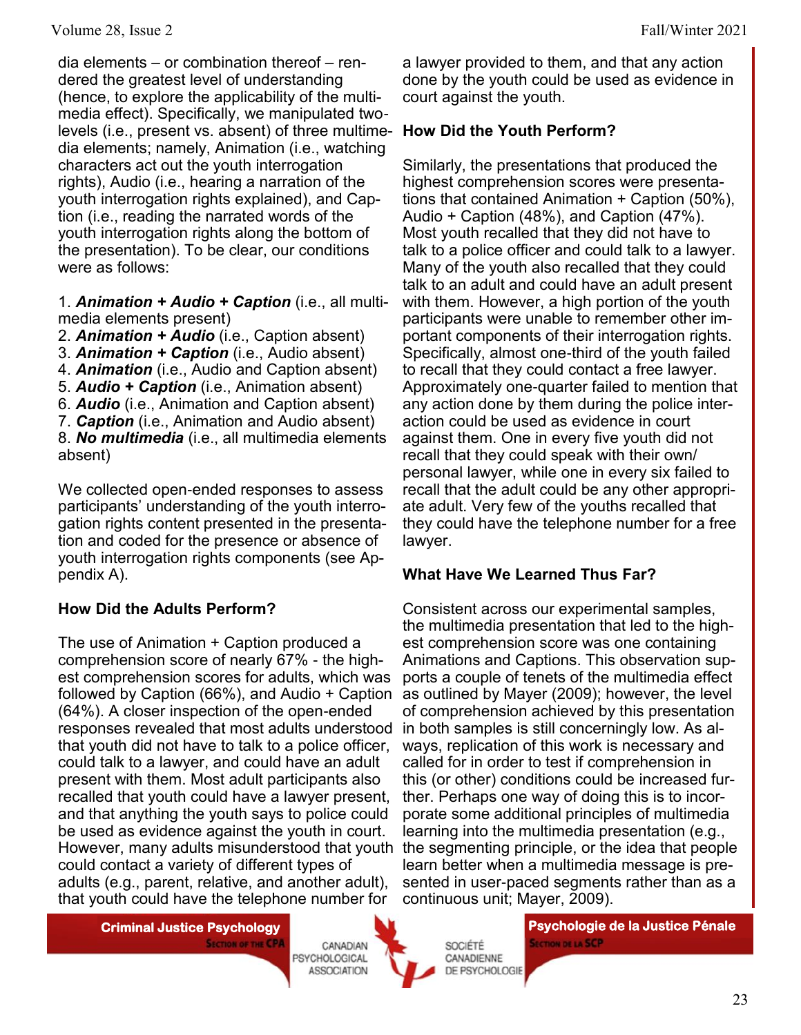dia elements – or combination thereof – rendered the greatest level of understanding (hence, to explore the applicability of the multimedia effect). Specifically, we manipulated two-levels (i.e., present vs. absent) of three multimedia elements; namely, Animation (i.e., watching characters act out the youth interrogation rights), Audio (i.e., hearing a narration of the youth interrogation rights explained), and Caption (i.e., reading the narrated words of the youth interrogation rights along the bottom of the presentation). To be clear, our conditions were as follows:

1. ***Animation + Audio + Caption*** (i.e., all multimedia elements present)
2. ***Animation + Audio*** (i.e., Caption absent)
3. ***Animation + Caption*** (i.e., Audio absent)
4. ***Animation*** (i.e., Audio and Caption absent)
5. ***Audio + Caption*** (i.e., Animation absent)
6. ***Audio*** (i.e., Animation and Caption absent)
7. ***Caption*** (i.e., Animation and Audio absent)
8. ***No multimedia*** (i.e., all multimedia elements absent)

We collected open-ended responses to assess participants' understanding of the youth interrogation rights content presented in the presentation and coded for the presence or absence of youth interrogation rights components (see Appendix A).

### How Did the Adults Perform?

The use of Animation + Caption produced a comprehension score of nearly 67% - the highest comprehension scores for adults, which was followed by Caption (66%), and Audio + Caption (64%). A closer inspection of the open-ended responses revealed that most adults understood that youth did not have to talk to a police officer, could talk to a lawyer, and could have an adult present with them. Most adult participants also recalled that youth could have a lawyer present, and that anything the youth says to police could be used as evidence against the youth in court. However, many adults misunderstood that youth could contact a variety of different types of adults (e.g., parent, relative, and another adult), that youth could have the telephone number for a lawyer provided to them, and that any action done by the youth could be used as evidence in court against the youth.

### How Did the Youth Perform?

Similarly, the presentations that produced the highest comprehension scores were presentations that contained Animation + Caption (50%), Audio + Caption (48%), and Caption (47%). Most youth recalled that they did not have to talk to a police officer and could talk to a lawyer. Many of the youth also recalled that they could talk to an adult and could have an adult present with them. However, a high portion of the youth participants were unable to remember other important components of their interrogation rights. Specifically, almost one-third of the youth failed to recall that they could contact a free lawyer. Approximately one-quarter failed to mention that any action done by them during the police interaction could be used as evidence in court against them. One in every five youth did not recall that they could speak with their own/personal lawyer, while one in every six failed to recall that the adult could be any other appropriate adult. Very few of the youths recalled that they could have the telephone number for a free lawyer.

### What Have We Learned Thus Far?

Consistent across our experimental samples, the multimedia presentation that led to the highest comprehension score was one containing Animations and Captions. This observation supports a couple of tenets of the multimedia effect as outlined by Mayer (2009); however, the level of comprehension achieved by this presentation in both samples is still concerningly low. As always, replication of this work is necessary and called for in order to test if comprehension in this (or other) conditions could be increased further. Perhaps one way of doing this is to incorporate some additional principles of multimedia learning into the multimedia presentation (e.g., the segmenting principle, or the idea that people learn better when a multimedia message is presented in user-paced segments rather than as a continuous unit; Mayer, 2009).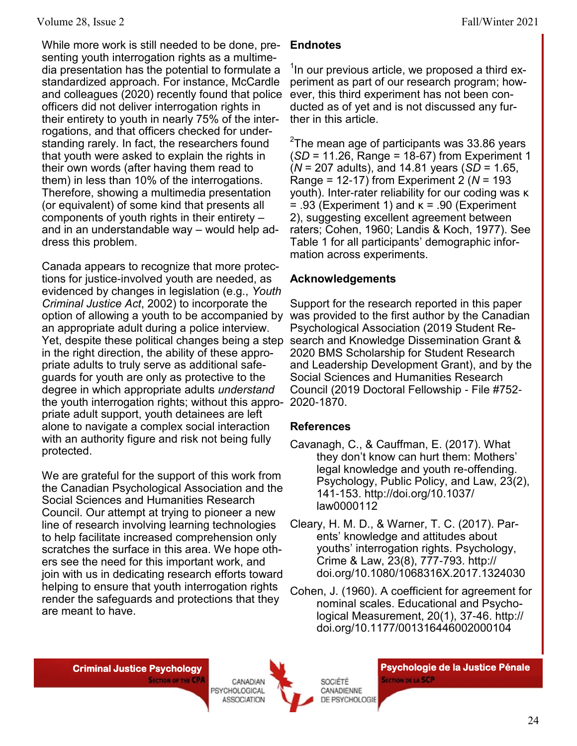While more work is still needed to be done, presenting youth interrogation rights as a multimedia presentation has the potential to formulate a standardized approach. For instance, McCardle and colleagues (2020) recently found that police officers did not deliver interrogation rights in their entirety to youth in nearly 75% of the interrogations, and that officers checked for understanding rarely. In fact, the researchers found that youth were asked to explain the rights in their own words (after having them read to them) in less than 10% of the interrogations. Therefore, showing a multimedia presentation (or equivalent) of some kind that presents all components of youth rights in their entirety – and in an understandable way – would help address this problem.

Canada appears to recognize that more protections for justice-involved youth are needed, as evidenced by changes in legislation (e.g., *Youth Criminal Justice Act*, 2002) to incorporate the option of allowing a youth to be accompanied by an appropriate adult during a police interview. Yet, despite these political changes being a step in the right direction, the ability of these appropriate adults to truly serve as additional safeguards for youth are only as protective to the degree in which appropriate adults *understand* the youth interrogation rights; without this appropriate adult support, youth detainees are left alone to navigate a complex social interaction with an authority figure and risk not being fully protected.

We are grateful for the support of this work from the Canadian Psychological Association and the Social Sciences and Humanities Research Council. Our attempt at trying to pioneer a new line of research involving learning technologies to help facilitate increased comprehension only scratches the surface in this area. We hope others see the need for this important work, and join with us in dedicating research efforts toward helping to ensure that youth interrogation rights render the safeguards and protections that they are meant to have.

## Endnotes

[1]In our previous article, we proposed a third experiment as part of our research program; however, this third experiment has not been conducted as of yet and is not discussed any further in this article.

[2]The mean age of participants was 33.86 years (*SD* = 11.26, Range = 18-67) from Experiment 1 (*N* = 207 adults), and 14.81 years (*SD* = 1.65, Range = 12-17) from Experiment 2 (*N* = 193 youth). Inter-rater reliability for our coding was $\kappa = .93$ (Experiment 1) and $\kappa = .90$ (Experiment 2), suggesting excellent agreement between raters; Cohen, 1960; Landis & Koch, 1977). See Table 1 for all participants' demographic information across experiments.

## Acknowledgements

Support for the research reported in this paper was provided to the first author by the Canadian Psychological Association (2019 Student Research and Knowledge Dissemination Grant & 2020 BMS Scholarship for Student Research and Leadership Development Grant), and by the Social Sciences and Humanities Research Council (2019 Doctoral Fellowship - File #752-2020-1870.

## References

Cavanagh, C., & Cauffman, E. (2017). What they don't know can hurt them: Mothers' legal knowledge and youth re-offending. Psychology, Public Policy, and Law, 23(2), 141-153. http://doi.org/10.1037/law0000112

Cleary, H. M. D., & Warner, T. C. (2017). Parents' knowledge and attitudes about youths' interrogation rights. Psychology, Crime & Law, 23(8), 777-793. http://doi.org/10.1080/1068316X.2017.1324030

Cohen, J. (1960). A coefficient for agreement for nominal scales. Educational and Psychological Measurement, 20(1), 37-46. http://doi.org/10.1177/001316446002000104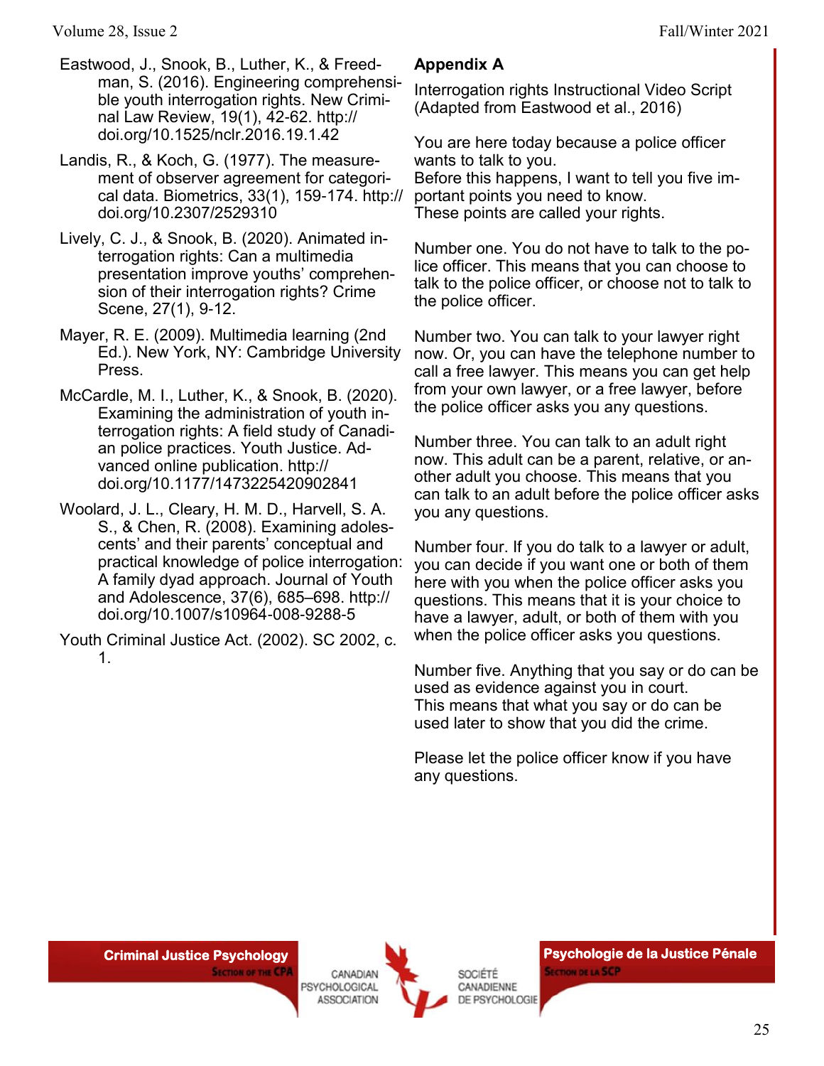Eastwood, J., Snook, B., Luther, K., & Freedman, S. (2016). Engineering comprehensible youth interrogation rights. New Criminal Law Review, 19(1), 42-62. http://doi.org/10.1525/nclr.2016.19.1.42

Landis, R., & Koch, G. (1977). The measurement of observer agreement for categorical data. Biometrics, 33(1), 159-174. http://doi.org/10.2307/2529310

Lively, C. J., & Snook, B. (2020). Animated interrogation rights: Can a multimedia presentation improve youths' comprehension of their interrogation rights? Crime Scene, 27(1), 9-12.

Mayer, R. E. (2009). Multimedia learning (2nd Ed.). New York, NY: Cambridge University Press.

McCardle, M. I., Luther, K., & Snook, B. (2020). Examining the administration of youth interrogation rights: A field study of Canadian police practices. Youth Justice. Advanced online publication. http://doi.org/10.1177/1473225420902841

Woolard, J. L., Cleary, H. M. D., Harvell, S. A. S., & Chen, R. (2008). Examining adolescents' and their parents' conceptual and practical knowledge of police interrogation: A family dyad approach. Journal of Youth and Adolescence, 37(6), 685–698. http://doi.org/10.1007/s10964-008-9288-5

Youth Criminal Justice Act. (2002). SC 2002, c. 1.

## Appendix A

Interrogation rights Instructional Video Script (Adapted from Eastwood et al., 2016)

You are here today because a police officer wants to talk to you.
Before this happens, I want to tell you five important points you need to know.
These points are called your rights.

Number one. You do not have to talk to the police officer. This means that you can choose to talk to the police officer, or choose not to talk to the police officer.

Number two. You can talk to your lawyer right now. Or, you can have the telephone number to call a free lawyer. This means you can get help from your own lawyer, or a free lawyer, before the police officer asks you any questions.

Number three. You can talk to an adult right now. This adult can be a parent, relative, or another adult you choose. This means that you can talk to an adult before the police officer asks you any questions.

Number four. If you do talk to a lawyer or adult, you can decide if you want one or both of them here with you when the police officer asks you questions. This means that it is your choice to have a lawyer, adult, or both of them with you when the police officer asks you questions.

Number five. Anything that you say or do can be used as evidence against you in court.
This means that what you say or do can be used later to show that you did the crime.

Please let the police officer know if you have any questions.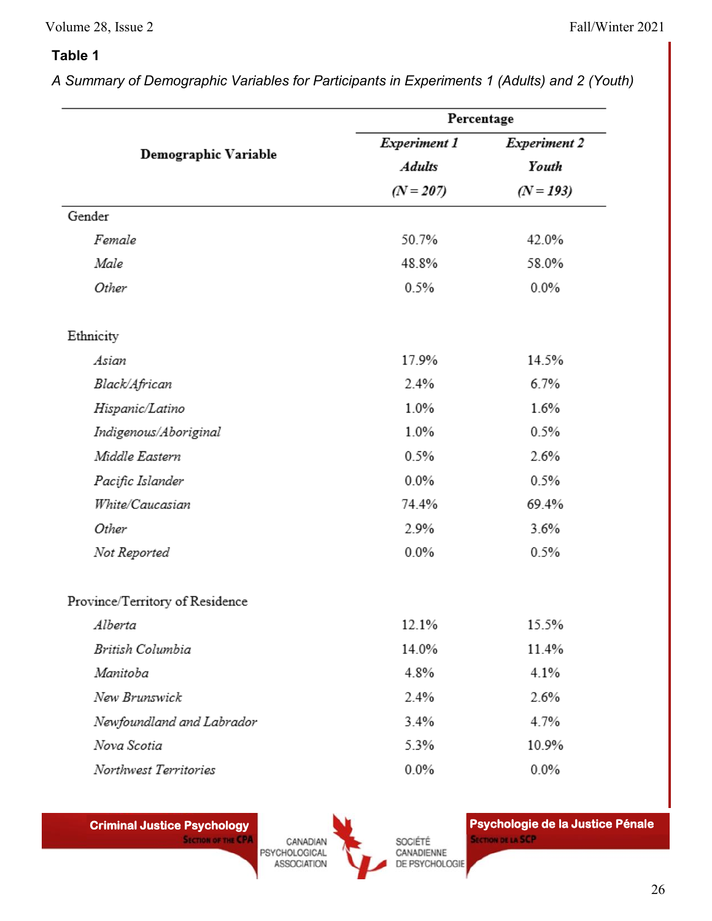**Table 1**

*A Summary of Demographic Variables for Participants in Experiments 1 (Adults) and 2 (Youth)*

| Demographic Variable | Percentage | |
|---|---|---|
| | *Experiment 1 Adults ($N = 207$)* | *Experiment 2 Youth ($N = 193$)* |
| Gender | | |
| *Female* | 50.7% | 42.0% |
| *Male* | 48.8% | 58.0% |
| *Other* | 0.5% | 0.0% |
| Ethnicity | | |
| *Asian* | 17.9% | 14.5% |
| *Black/African* | 2.4% | 6.7% |
| *Hispanic/Latino* | 1.0% | 1.6% |
| *Indigenous/Aboriginal* | 1.0% | 0.5% |
| *Middle Eastern* | 0.5% | 2.6% |
| *Pacific Islander* | 0.0% | 0.5% |
| *White/Caucasian* | 74.4% | 69.4% |
| *Other* | 2.9% | 3.6% |
| *Not Reported* | 0.0% | 0.5% |
| Province/Territory of Residence | | |
| *Alberta* | 12.1% | 15.5% |
| *British Columbia* | 14.0% | 11.4% |
| *Manitoba* | 4.8% | 4.1% |
| *New Brunswick* | 2.4% | 2.6% |
| *Newfoundland and Labrador* | 3.4% | 4.7% |
| *Nova Scotia* | 5.3% | 10.9% |
| *Northwest Territories* | 0.0% | 0.0% |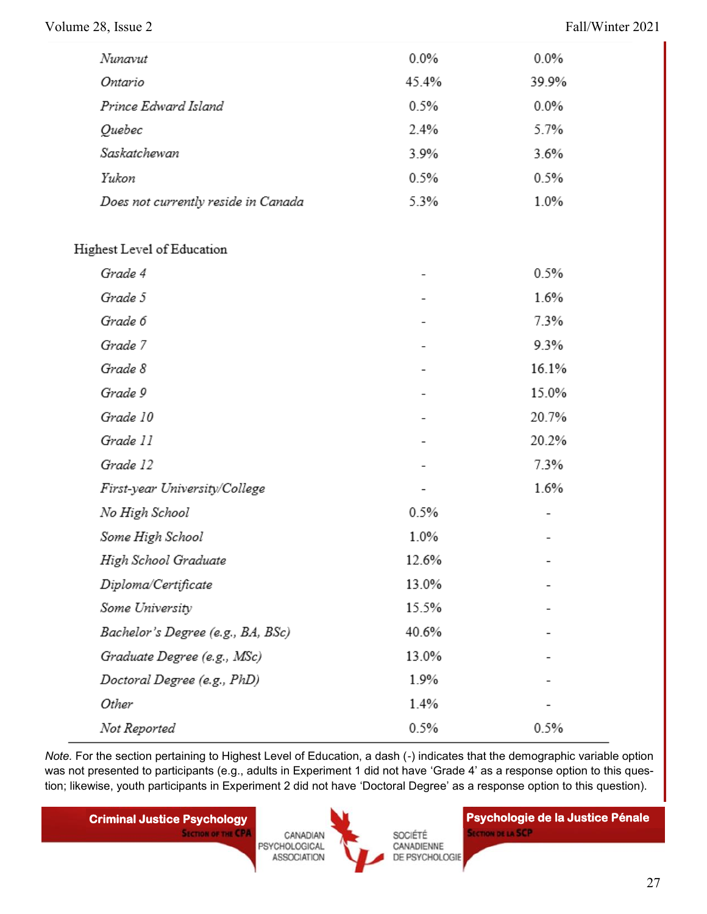| | | |
|---|---|---|
| *Nunavut* | 0.0% | 0.0% |
| *Ontario* | 45.4% | 39.9% |
| *Prince Edward Island* | 0.5% | 0.0% |
| *Quebec* | 2.4% | 5.7% |
| *Saskatchewan* | 3.9% | 3.6% |
| *Yukon* | 0.5% | 0.5% |
| *Does not currently reside in Canada* | 5.3% | 1.0% |
| | | |
| Highest Level of Education | | |
| *Grade 4* | - | 0.5% |
| *Grade 5* | - | 1.6% |
| *Grade 6* | - | 7.3% |
| *Grade 7* | - | 9.3% |
| *Grade 8* | - | 16.1% |
| *Grade 9* | - | 15.0% |
| *Grade 10* | - | 20.7% |
| *Grade 11* | - | 20.2% |
| *Grade 12* | - | 7.3% |
| *First-year University/College* | - | 1.6% |
| *No High School* | 0.5% | - |
| *Some High School* | 1.0% | - |
| *High School Graduate* | 12.6% | - |
| *Diploma/Certificate* | 13.0% | - |
| *Some University* | 15.5% | - |
| *Bachelor's Degree (e.g., BA, BSc)* | 40.6% | - |
| *Graduate Degree (e.g., MSc)* | 13.0% | - |
| *Doctoral Degree (e.g., PhD)* | 1.9% | - |
| *Other* | 1.4% | - |
| *Not Reported* | 0.5% | 0.5% |

*Note.* For the section pertaining to Highest Level of Education, a dash (-) indicates that the demographic variable option was not presented to participants (e.g., adults in Experiment 1 did not have 'Grade 4' as a response option to this question; likewise, youth participants in Experiment 2 did not have 'Doctoral Degree' as a response option to this question).